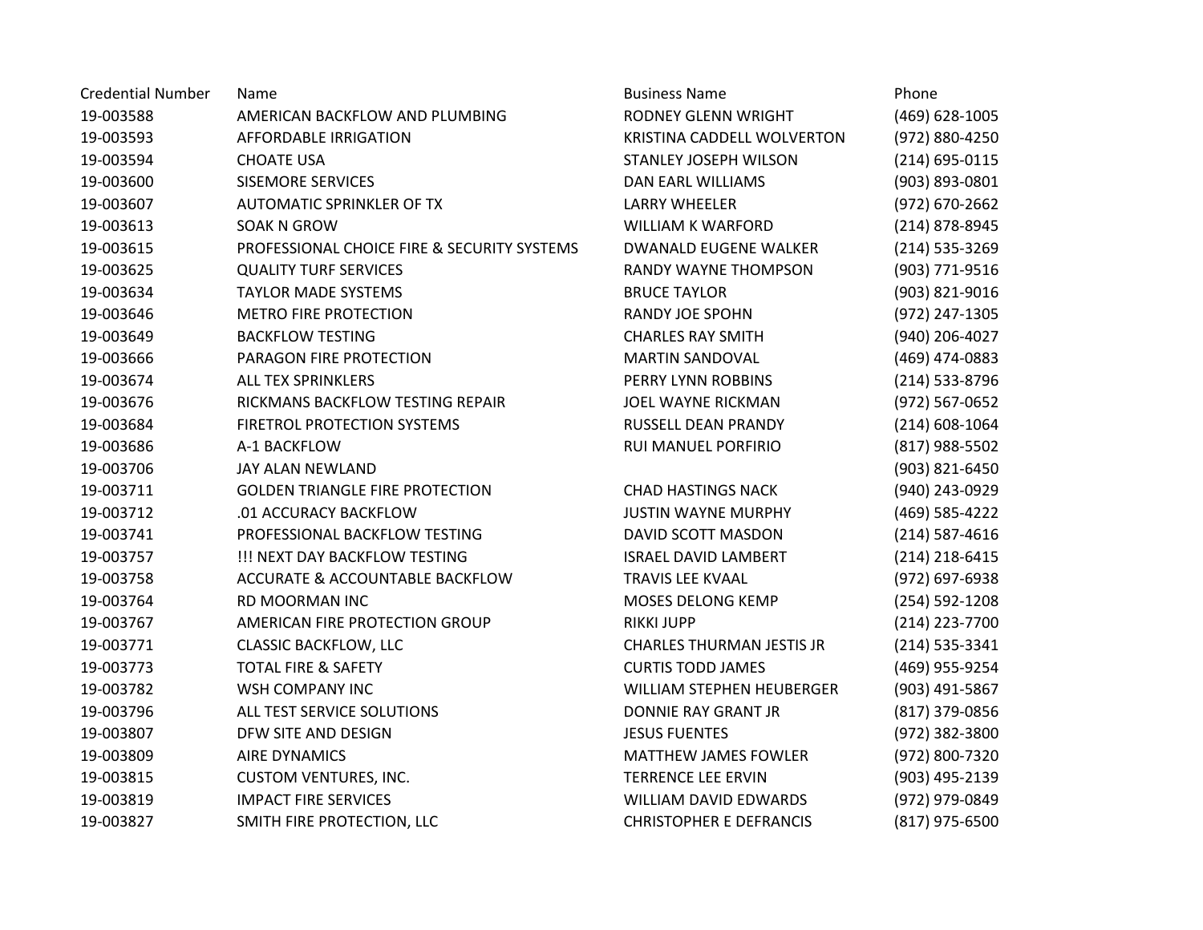| Credential Number | Name | Business Name | Phone |
|---|---|---|---|
| 19-003588 | AMERICAN BACKFLOW AND PLUMBING | RODNEY GLENN WRIGHT | (469) 628-1005 |
| 19-003593 | AFFORDABLE IRRIGATION | KRISTINA CADDELL WOLVERTON | (972) 880-4250 |
| 19-003594 | CHOATE USA | STANLEY JOSEPH WILSON | (214) 695-0115 |
| 19-003600 | SISEMORE SERVICES | DAN EARL WILLIAMS | (903) 893-0801 |
| 19-003607 | AUTOMATIC SPRINKLER OF TX | LARRY WHEELER | (972) 670-2662 |
| 19-003613 | SOAK N GROW | WILLIAM K WARFORD | (214) 878-8945 |
| 19-003615 | PROFESSIONAL CHOICE FIRE & SECURITY SYSTEMS | DWANALD EUGENE WALKER | (214) 535-3269 |
| 19-003625 | QUALITY TURF SERVICES | RANDY WAYNE THOMPSON | (903) 771-9516 |
| 19-003634 | TAYLOR MADE SYSTEMS | BRUCE TAYLOR | (903) 821-9016 |
| 19-003646 | METRO FIRE PROTECTION | RANDY JOE SPOHN | (972) 247-1305 |
| 19-003649 | BACKFLOW TESTING | CHARLES RAY SMITH | (940) 206-4027 |
| 19-003666 | PARAGON FIRE PROTECTION | MARTIN SANDOVAL | (469) 474-0883 |
| 19-003674 | ALL TEX SPRINKLERS | PERRY LYNN ROBBINS | (214) 533-8796 |
| 19-003676 | RICKMANS BACKFLOW TESTING REPAIR | JOEL WAYNE RICKMAN | (972) 567-0652 |
| 19-003684 | FIRETROL PROTECTION SYSTEMS | RUSSELL DEAN PRANDY | (214) 608-1064 |
| 19-003686 | A-1 BACKFLOW | RUI MANUEL PORFIRIO | (817) 988-5502 |
| 19-003706 | JAY ALAN NEWLAND | | (903) 821-6450 |
| 19-003711 | GOLDEN TRIANGLE FIRE PROTECTION | CHAD HASTINGS NACK | (940) 243-0929 |
| 19-003712 | .01 ACCURACY BACKFLOW | JUSTIN WAYNE MURPHY | (469) 585-4222 |
| 19-003741 | PROFESSIONAL BACKFLOW TESTING | DAVID SCOTT MASDON | (214) 587-4616 |
| 19-003757 | !!! NEXT DAY BACKFLOW TESTING | ISRAEL DAVID LAMBERT | (214) 218-6415 |
| 19-003758 | ACCURATE & ACCOUNTABLE BACKFLOW | TRAVIS LEE KVAAL | (972) 697-6938 |
| 19-003764 | RD MOORMAN INC | MOSES DELONG KEMP | (254) 592-1208 |
| 19-003767 | AMERICAN FIRE PROTECTION GROUP | RIKKI JUPP | (214) 223-7700 |
| 19-003771 | CLASSIC BACKFLOW, LLC | CHARLES THURMAN JESTIS JR | (214) 535-3341 |
| 19-003773 | TOTAL FIRE & SAFETY | CURTIS TODD JAMES | (469) 955-9254 |
| 19-003782 | WSH COMPANY INC | WILLIAM STEPHEN HEUBERGER | (903) 491-5867 |
| 19-003796 | ALL TEST SERVICE SOLUTIONS | DONNIE RAY GRANT JR | (817) 379-0856 |
| 19-003807 | DFW SITE AND DESIGN | JESUS FUENTES | (972) 382-3800 |
| 19-003809 | AIRE DYNAMICS | MATTHEW JAMES FOWLER | (972) 800-7320 |
| 19-003815 | CUSTOM VENTURES, INC. | TERRENCE LEE ERVIN | (903) 495-2139 |
| 19-003819 | IMPACT FIRE SERVICES | WILLIAM DAVID EDWARDS | (972) 979-0849 |
| 19-003827 | SMITH FIRE PROTECTION, LLC | CHRISTOPHER E DEFRANCIS | (817) 975-6500 |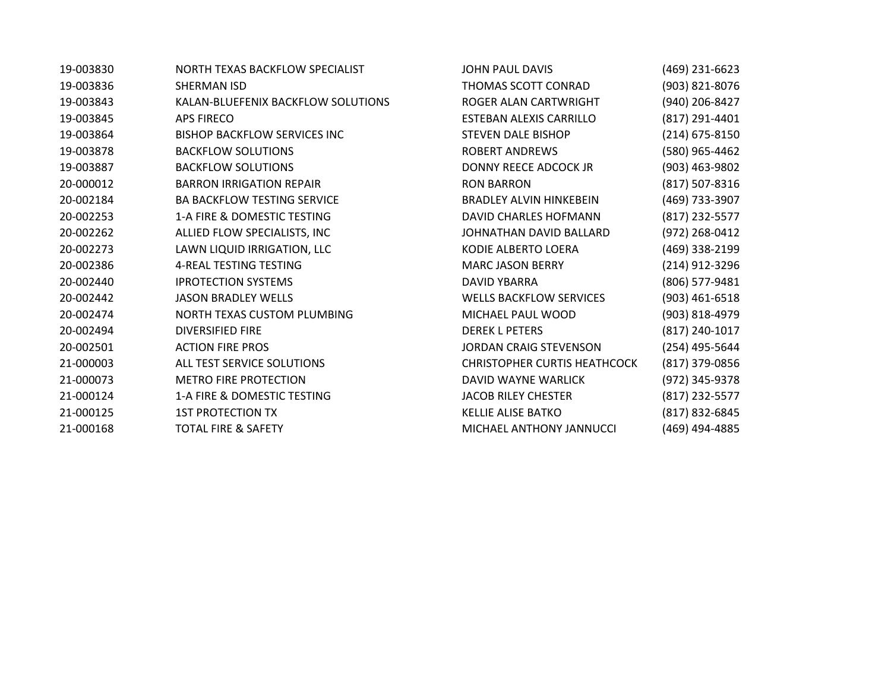| | | | |
|---|---|---|---|
| 19-003830 | NORTH TEXAS BACKFLOW SPECIALIST | JOHN PAUL DAVIS | (469) 231-6623 |
| 19-003836 | SHERMAN ISD | THOMAS SCOTT CONRAD | (903) 821-8076 |
| 19-003843 | KALAN-BLUEFENIX BACKFLOW SOLUTIONS | ROGER ALAN CARTWRIGHT | (940) 206-8427 |
| 19-003845 | APS FIRECO | ESTEBAN ALEXIS CARRILLO | (817) 291-4401 |
| 19-003864 | BISHOP BACKFLOW SERVICES INC | STEVEN DALE BISHOP | (214) 675-8150 |
| 19-003878 | BACKFLOW SOLUTIONS | ROBERT ANDREWS | (580) 965-4462 |
| 19-003887 | BACKFLOW SOLUTIONS | DONNY REECE ADCOCK JR | (903) 463-9802 |
| 20-000012 | BARRON IRRIGATION REPAIR | RON BARRON | (817) 507-8316 |
| 20-002184 | BA BACKFLOW TESTING SERVICE | BRADLEY ALVIN HINKEBEIN | (469) 733-3907 |
| 20-002253 | 1-A FIRE & DOMESTIC TESTING | DAVID CHARLES HOFMANN | (817) 232-5577 |
| 20-002262 | ALLIED FLOW SPECIALISTS, INC | JOHNATHAN DAVID BALLARD | (972) 268-0412 |
| 20-002273 | LAWN LIQUID IRRIGATION, LLC | KODIE ALBERTO LOERA | (469) 338-2199 |
| 20-002386 | 4-REAL TESTING TESTING | MARC JASON BERRY | (214) 912-3296 |
| 20-002440 | IPROTECTION SYSTEMS | DAVID YBARRA | (806) 577-9481 |
| 20-002442 | JASON BRADLEY WELLS | WELLS BACKFLOW SERVICES | (903) 461-6518 |
| 20-002474 | NORTH TEXAS CUSTOM PLUMBING | MICHAEL PAUL WOOD | (903) 818-4979 |
| 20-002494 | DIVERSIFIED FIRE | DEREK L PETERS | (817) 240-1017 |
| 20-002501 | ACTION FIRE PROS | JORDAN CRAIG STEVENSON | (254) 495-5644 |
| 21-000003 | ALL TEST SERVICE SOLUTIONS | CHRISTOPHER CURTIS HEATHCOCK | (817) 379-0856 |
| 21-000073 | METRO FIRE PROTECTION | DAVID WAYNE WARLICK | (972) 345-9378 |
| 21-000124 | 1-A FIRE & DOMESTIC TESTING | JACOB RILEY CHESTER | (817) 232-5577 |
| 21-000125 | 1ST PROTECTION TX | KELLIE ALISE BATKO | (817) 832-6845 |
| 21-000168 | TOTAL FIRE & SAFETY | MICHAEL ANTHONY JANNUCCI | (469) 494-4885 |